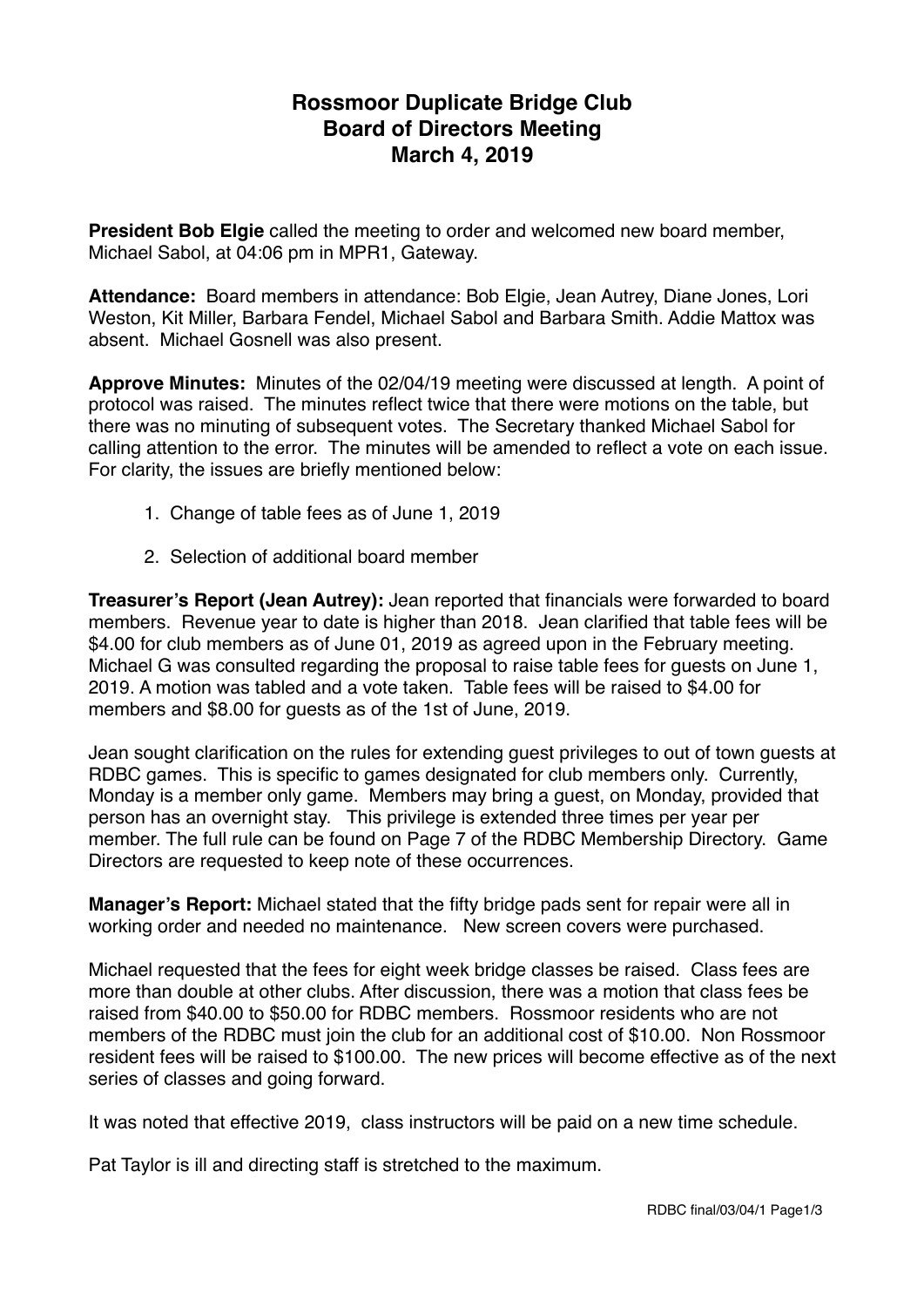# Rossmoor Duplicate Bridge Club
# Board of Directors Meeting
# March 4, 2019

**President Bob Elgie** called the meeting to order and welcomed new board member, Michael Sabol, at 04:06 pm in MPR1, Gateway.

**Attendance:** Board members in attendance: Bob Elgie, Jean Autrey, Diane Jones, Lori Weston, Kit Miller, Barbara Fendel, Michael Sabol and Barbara Smith. Addie Mattox was absent. Michael Gosnell was also present.

**Approve Minutes:** Minutes of the 02/04/19 meeting were discussed at length. A point of protocol was raised. The minutes reflect twice that there were motions on the table, but there was no minuting of subsequent votes. The Secretary thanked Michael Sabol for calling attention to the error. The minutes will be amended to reflect a vote on each issue. For clarity, the issues are briefly mentioned below:

1. Change of table fees as of June 1, 2019
2. Selection of additional board member

**Treasurer's Report (Jean Autrey):** Jean reported that financials were forwarded to board members. Revenue year to date is higher than 2018. Jean clarified that table fees will be $4.00 for club members as of June 01, 2019 as agreed upon in the February meeting. Michael G was consulted regarding the proposal to raise table fees for guests on June 1, 2019. A motion was tabled and a vote taken. Table fees will be raised to $4.00 for members and $8.00 for guests as of the 1st of June, 2019.

Jean sought clarification on the rules for extending guest privileges to out of town guests at RDBC games. This is specific to games designated for club members only. Currently, Monday is a member only game. Members may bring a guest, on Monday, provided that person has an overnight stay. This privilege is extended three times per year per member. The full rule can be found on Page 7 of the RDBC Membership Directory. Game Directors are requested to keep note of these occurrences.

**Manager's Report:** Michael stated that the fifty bridge pads sent for repair were all in working order and needed no maintenance. New screen covers were purchased.

Michael requested that the fees for eight week bridge classes be raised. Class fees are more than double at other clubs. After discussion, there was a motion that class fees be raised from $40.00 to $50.00 for RDBC members. Rossmoor residents who are not members of the RDBC must join the club for an additional cost of $10.00. Non Rossmoor resident fees will be raised to $100.00. The new prices will become effective as of the next series of classes and going forward.

It was noted that effective 2019, class instructors will be paid on a new time schedule.

Pat Taylor is ill and directing staff is stretched to the maximum.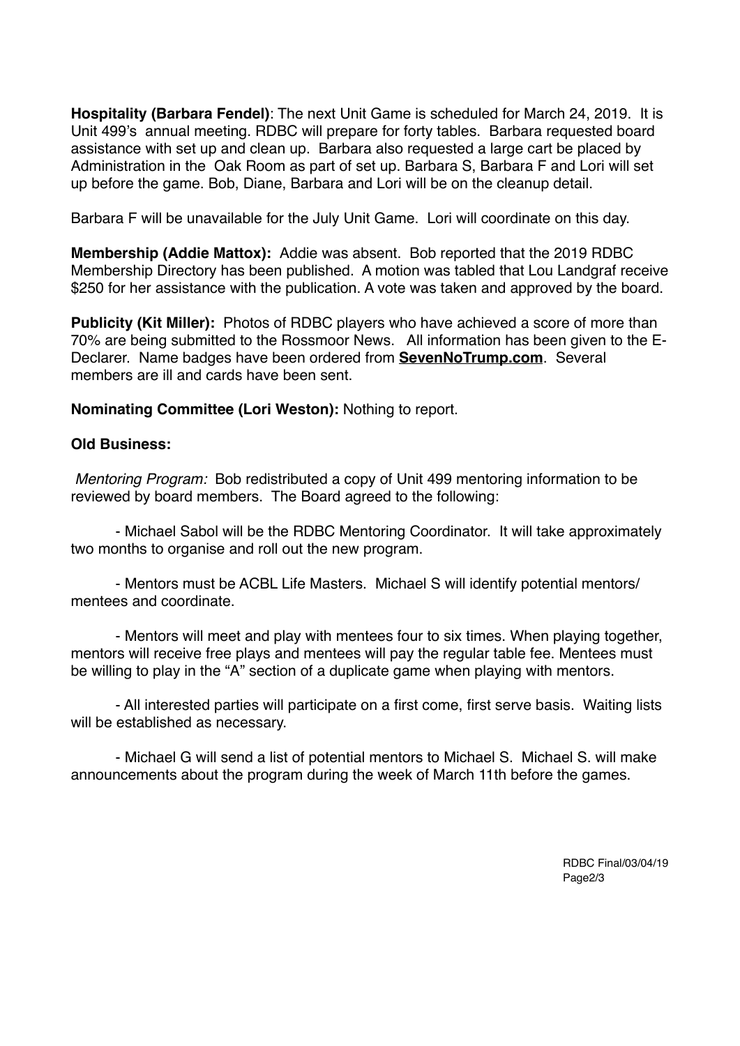**Hospitality (Barbara Fendel)**: The next Unit Game is scheduled for March 24, 2019. It is Unit 499's annual meeting. RDBC will prepare for forty tables. Barbara requested board assistance with set up and clean up. Barbara also requested a large cart be placed by Administration in the Oak Room as part of set up. Barbara S, Barbara F and Lori will set up before the game. Bob, Diane, Barbara and Lori will be on the cleanup detail.

Barbara F will be unavailable for the July Unit Game. Lori will coordinate on this day.

**Membership (Addie Mattox):** Addie was absent. Bob reported that the 2019 RDBC Membership Directory has been published. A motion was tabled that Lou Landgraf receive $250 for her assistance with the publication. A vote was taken and approved by the board.

**Publicity (Kit Miller):** Photos of RDBC players who have achieved a score of more than 70% are being submitted to the Rossmoor News. All information has been given to the E-Declarer. Name badges have been ordered from **SevenNoTrump.com**. Several members are ill and cards have been sent.

**Nominating Committee (Lori Weston):** Nothing to report.

**Old Business:**

*Mentoring Program:* Bob redistributed a copy of Unit 499 mentoring information to be reviewed by board members. The Board agreed to the following:

- Michael Sabol will be the RDBC Mentoring Coordinator. It will take approximately two months to organise and roll out the new program.

- Mentors must be ACBL Life Masters. Michael S will identify potential mentors/ mentees and coordinate.

- Mentors will meet and play with mentees four to six times. When playing together, mentors will receive free plays and mentees will pay the regular table fee. Mentees must be willing to play in the "A" section of a duplicate game when playing with mentors.

- All interested parties will participate on a first come, first serve basis. Waiting lists will be established as necessary.

- Michael G will send a list of potential mentors to Michael S. Michael S. will make announcements about the program during the week of March 11th before the games.

RDBC Final/03/04/19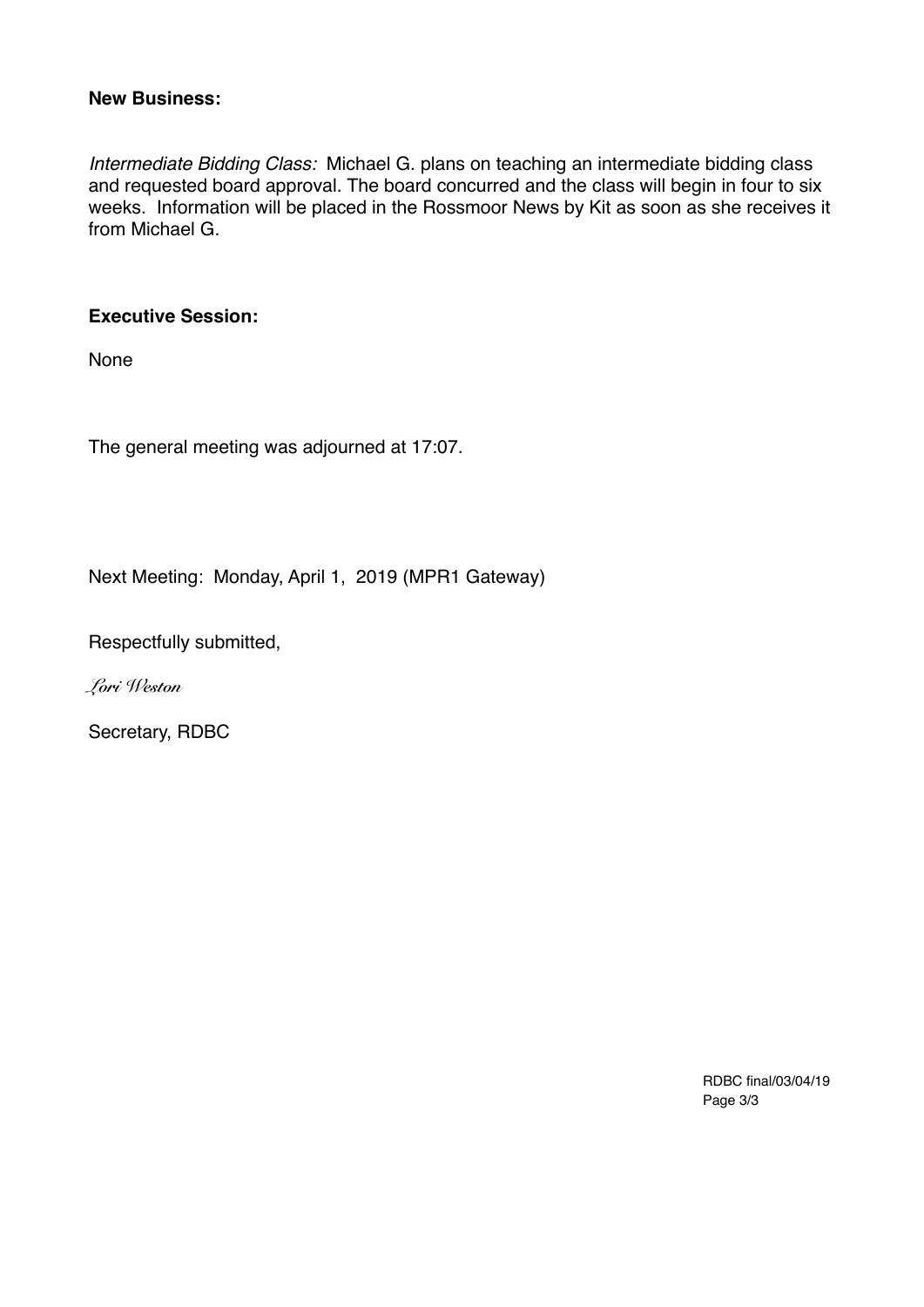**New Business:**

*Intermediate Bidding Class:* Michael G. plans on teaching an intermediate bidding class and requested board approval. The board concurred and the class will begin in four to six weeks. Information will be placed in the Rossmoor News by Kit as soon as she receives it from Michael G.

**Executive Session:**

None

The general meeting was adjourned at 17:07.

Next Meeting: Monday, April 1, 2019 (MPR1 Gateway)

Respectfully submitted,

*Lori Weston*

Secretary, RDBC

RDBC final/03/04/19